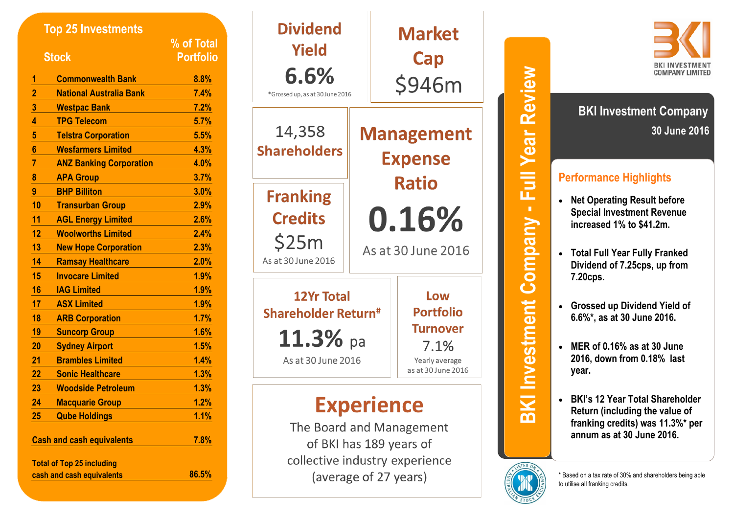# BKI Investment Company - Full Year Review

BKI INVESTMENT COMPANY LIMITED

## BKI Investment Company

**30 June 2016**

### Performance Highlights

- **Net Operating Result before Special Investment Revenue increased 1% to $41.2m.**
- **Total Full Year Fully Franked Dividend of 7.25cps, up from 7.20cps.**
- **Grossed up Dividend Yield of 6.6%\*, as at 30 June 2016.**
- **MER of 0.16% as at 30 June 2016, down from 0.18% last year.**
- **BKI's 12 Year Total Shareholder Return (including the value of franking credits) was 11.3%\* per annum as at 30 June 2016.**

\* Based on a tax rate of 30% and shareholders being able to utilise all franking credits.

## Top 25 Investments

| | Stock | % of Total Portfolio |
|---|---|---|
| 1 | Commonwealth Bank | 8.8% |
| 2 | National Australia Bank | 7.4% |
| 3 | Westpac Bank | 7.2% |
| 4 | TPG Telecom | 5.7% |
| 5 | Telstra Corporation | 5.5% |
| 6 | Wesfarmers Limited | 4.3% |
| 7 | ANZ Banking Corporation | 4.0% |
| 8 | APA Group | 3.7% |
| 9 | BHP Billiton | 3.0% |
| 10 | Transurban Group | 2.9% |
| 11 | AGL Energy Limited | 2.6% |
| 12 | Woolworths Limited | 2.4% |
| 13 | New Hope Corporation | 2.3% |
| 14 | Ramsay Healthcare | 2.0% |
| 15 | Invocare Limited | 1.9% |
| 16 | IAG Limited | 1.9% |
| 17 | ASX Limited | 1.9% |
| 18 | ARB Corporation | 1.7% |
| 19 | Suncorp Group | 1.6% |
| 20 | Sydney Airport | 1.5% |
| 21 | Brambles Limited | 1.4% |
| 22 | Sonic Healthcare | 1.3% |
| 23 | Woodside Petroleum | 1.3% |
| 24 | Macquarie Group | 1.2% |
| 25 | Qube Holdings | 1.1% |
| | Cash and cash equivalents | 7.8% |
| | Total of Top 25 including cash and cash equivalents | 86.5% |

## Dividend Yield

**6.6%**

\*Grossed up, as at 30 June 2016

## Market Cap

**$946m**

## 14,358 Shareholders

## Management Expense Ratio

**0.16%**

As at 30 June 2016

## Franking Credits

**$25m**

As at 30 June 2016

## 12Yr Total Shareholder Return#

**11.3% pa**

As at 30 June 2016

## Low Portfolio Turnover

**7.1%**

Yearly average as at 30 June 2016

## Experience

The Board and Management of BKI has 189 years of collective industry experience (average of 27 years)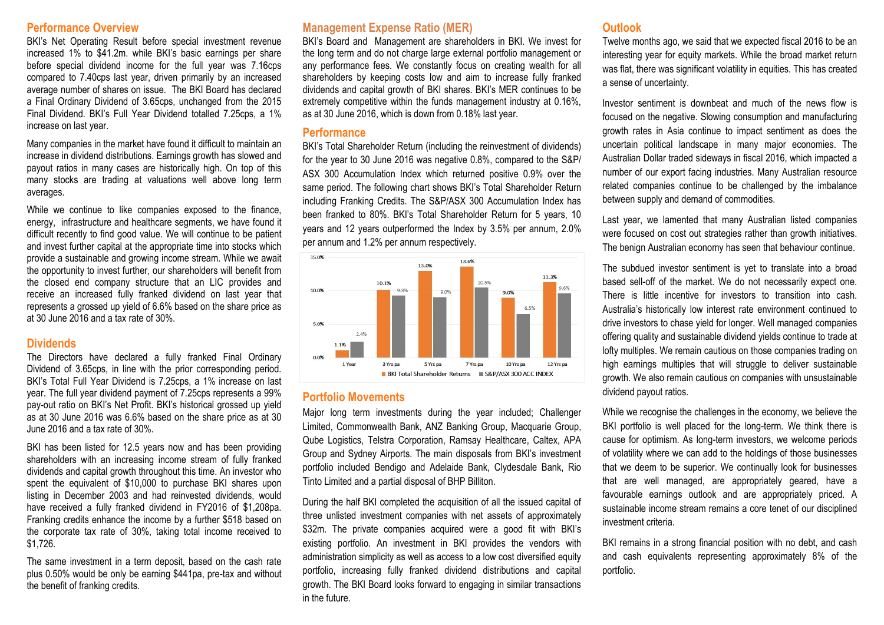## Performance Overview

BKI's Net Operating Result before special investment revenue increased 1% to $41.2m. while BKI's basic earnings per share before special dividend income for the full year was 7.16cps compared to 7.40cps last year, driven primarily by an increased average number of shares on issue. The BKI Board has declared a Final Ordinary Dividend of 3.65cps, unchanged from the 2015 Final Dividend. BKI's Full Year Dividend totalled 7.25cps, a 1% increase on last year.

Many companies in the market have found it difficult to maintain an increase in dividend distributions. Earnings growth has slowed and payout ratios in many cases are historically high. On top of this many stocks are trading at valuations well above long term averages.

While we continue to like companies exposed to the finance, energy, infrastructure and healthcare segments, we have found it difficult recently to find good value. We will continue to be patient and invest further capital at the appropriate time into stocks which provide a sustainable and growing income stream. While we await the opportunity to invest further, our shareholders will benefit from the closed end company structure that an LIC provides and receive an increased fully franked dividend on last year that represents a grossed up yield of 6.6% based on the share price as at 30 June 2016 and a tax rate of 30%.

## Dividends

The Directors have declared a fully franked Final Ordinary Dividend of 3.65cps, in line with the prior corresponding period. BKI's Total Full Year Dividend is 7.25cps, a 1% increase on last year. The full year dividend payment of 7.25cps represents a 99% pay-out ratio on BKI's Net Profit. BKI's historical grossed up yield as at 30 June 2016 was 6.6% based on the share price as at 30 June 2016 and a tax rate of 30%.

BKI has been listed for 12.5 years now and has been providing shareholders with an increasing income stream of fully franked dividends and capital growth throughout this time. An investor who spent the equivalent of $10,000 to purchase BKI shares upon listing in December 2003 and had reinvested dividends, would have received a fully franked dividend in FY2016 of $1,208pa. Franking credits enhance the income by a further $518 based on the corporate tax rate of 30%, taking total income received to $1,726.

The same investment in a term deposit, based on the cash rate plus 0.50% would be only be earning $441pa, pre-tax and without the benefit of franking credits.

## Management Expense Ratio (MER)

BKI's Board and Management are shareholders in BKI. We invest for the long term and do not charge large external portfolio management or any performance fees. We constantly focus on creating wealth for all shareholders by keeping costs low and aim to increase fully franked dividends and capital growth of BKI shares. BKI's MER continues to be extremely competitive within the funds management industry at 0.16%, as at 30 June 2016, which is down from 0.18% last year.

## Performance

BKI's Total Shareholder Return (including the reinvestment of dividends) for the year to 30 June 2016 was negative 0.8%, compared to the S&P/ ASX 300 Accumulation Index which returned positive 0.9% over the same period. The following chart shows BKI's Total Shareholder Return including Franking Credits. The S&P/ASX 300 Accumulation Index has been franked to 80%. BKI's Total Shareholder Return for 5 years, 10 years and 12 years outperformed the Index by 3.5% per annum, 2.0% per annum and 1.2% per annum respectively.

15.0%
10.0%
5.0%
0.0%

1 Year: 1.1%, 2.4%
3 Yrs pa: 10.1%, 9.3%
5 Yrs pa: 13.0%, 9.0%
7 Yrs pa: 13.6%, 10.5%
10 Yrs pa: 9.0%, 6.5%
12 Yrs pa: 11.3%, 9.6%

BKI Total Shareholder Returns
S&P/ASX 300 ACC INDEX

## Portfolio Movements

Major long term investments during the year included; Challenger Limited, Commonwealth Bank, ANZ Banking Group, Macquarie Group, Qube Logistics, Telstra Corporation, Ramsay Healthcare, Caltex, APA Group and Sydney Airports. The main disposals from BKI's investment portfolio included Bendigo and Adelaide Bank, Clydesdale Bank, Rio Tinto Limited and a partial disposal of BHP Billiton.

During the half BKI completed the acquisition of all the issued capital of three unlisted investment companies with net assets of approximately $32m. The private companies acquired were a good fit with BKI's existing portfolio. An investment in BKI provides the vendors with administration simplicity as well as access to a low cost diversified equity portfolio, increasing fully franked dividend distributions and capital growth. The BKI Board looks forward to engaging in similar transactions in the future.

## Outlook

Twelve months ago, we said that we expected fiscal 2016 to be an interesting year for equity markets. While the broad market return was flat, there was significant volatility in equities. This has created a sense of uncertainty.

Investor sentiment is downbeat and much of the news flow is focused on the negative. Slowing consumption and manufacturing growth rates in Asia continue to impact sentiment as does the uncertain political landscape in many major economies. The Australian Dollar traded sideways in fiscal 2016, which impacted a number of our export facing industries. Many Australian resource related companies continue to be challenged by the imbalance between supply and demand of commodities.

Last year, we lamented that many Australian listed companies were focused on cost out strategies rather than growth initiatives. The benign Australian economy has seen that behaviour continue.

The subdued investor sentiment is yet to translate into a broad based sell-off of the market. We do not necessarily expect one. There is little incentive for investors to transition into cash. Australia's historically low interest rate environment continued to drive investors to chase yield for longer. Well managed companies offering quality and sustainable dividend yields continue to trade at lofty multiples. We remain cautious on those companies trading on high earnings multiples that will struggle to deliver sustainable growth. We also remain cautious on companies with unsustainable dividend payout ratios.

While we recognise the challenges in the economy, we believe the BKI portfolio is well placed for the long-term. We think there is cause for optimism. As long-term investors, we welcome periods of volatility where we can add to the holdings of those businesses that we deem to be superior. We continually look for businesses that are well managed, are appropriately geared, have a favourable earnings outlook and are appropriately priced. A sustainable income stream remains a core tenet of our disciplined investment criteria.

BKI remains in a strong financial position with no debt, and cash and cash equivalents representing approximately 8% of the portfolio.